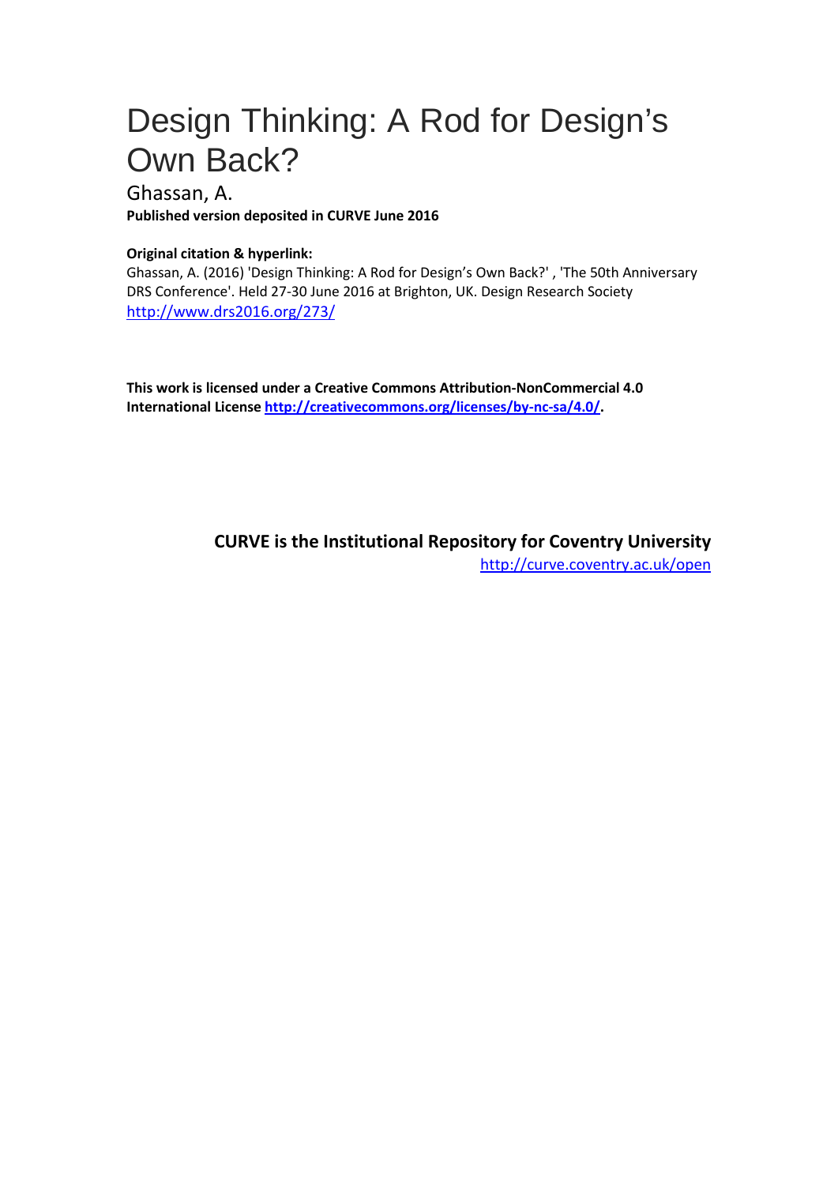# Design Thinking: A Rod for Design's Own Back?

Ghassan, A.

**Published version deposited in CURVE June 2016**

**Original citation & hyperlink:**

Ghassan, A. (2016) 'Design Thinking: A Rod for Design's Own Back?' , 'The 50th Anniversary DRS Conference'. Held 27-30 June 2016 at Brighton, UK. Design Research Society
http://www.drs2016.org/273/

**This work is licensed under a Creative Commons Attribution-NonCommercial 4.0 International License http://creativecommons.org/licenses/by-nc-sa/4.0/.**

**CURVE is the Institutional Repository for Coventry University**
http://curve.coventry.ac.uk/open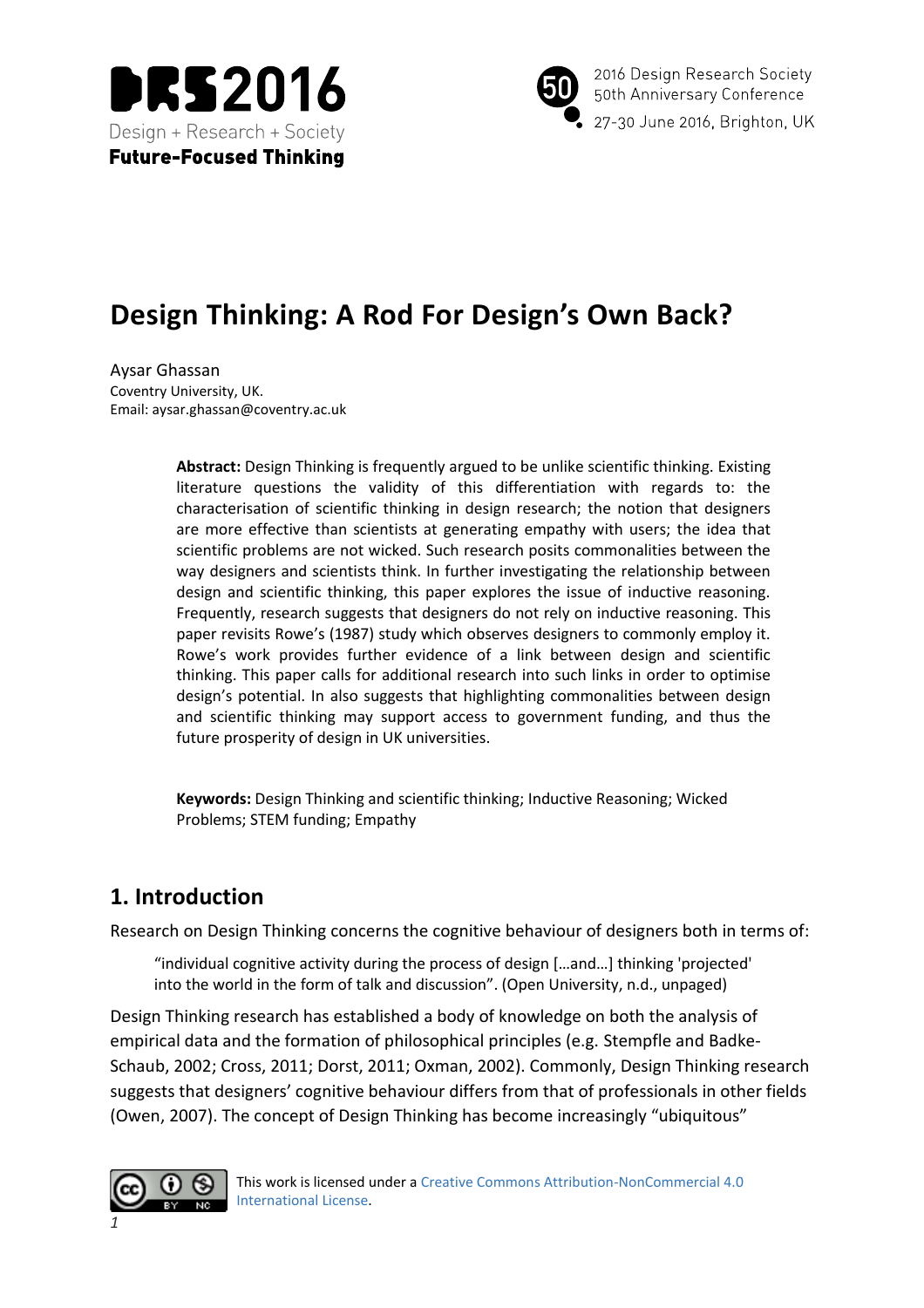# Design Thinking: A Rod For Design's Own Back?

Aysar Ghassan
Coventry University, UK.
Email: aysar.ghassan@coventry.ac.uk

**Abstract:** Design Thinking is frequently argued to be unlike scientific thinking. Existing literature questions the validity of this differentiation with regards to: the characterisation of scientific thinking in design research; the notion that designers are more effective than scientists at generating empathy with users; the idea that scientific problems are not wicked. Such research posits commonalities between the way designers and scientists think. In further investigating the relationship between design and scientific thinking, this paper explores the issue of inductive reasoning. Frequently, research suggests that designers do not rely on inductive reasoning. This paper revisits Rowe's (1987) study which observes designers to commonly employ it. Rowe's work provides further evidence of a link between design and scientific thinking. This paper calls for additional research into such links in order to optimise design's potential. In also suggests that highlighting commonalities between design and scientific thinking may support access to government funding, and thus the future prosperity of design in UK universities.

**Keywords:** Design Thinking and scientific thinking; Inductive Reasoning; Wicked Problems; STEM funding; Empathy

## 1. Introduction

Research on Design Thinking concerns the cognitive behaviour of designers both in terms of:

> "individual cognitive activity during the process of design [...and...] thinking 'projected' into the world in the form of talk and discussion". (Open University, n.d., unpaged)

Design Thinking research has established a body of knowledge on both the analysis of empirical data and the formation of philosophical principles (e.g. Stempfle and Badke-Schaub, 2002; Cross, 2011; Dorst, 2011; Oxman, 2002). Commonly, Design Thinking research suggests that designers' cognitive behaviour differs from that of professionals in other fields (Owen, 2007). The concept of Design Thinking has become increasingly "ubiquitous"

This work is licensed under a Creative Commons Attribution-NonCommercial 4.0 International License.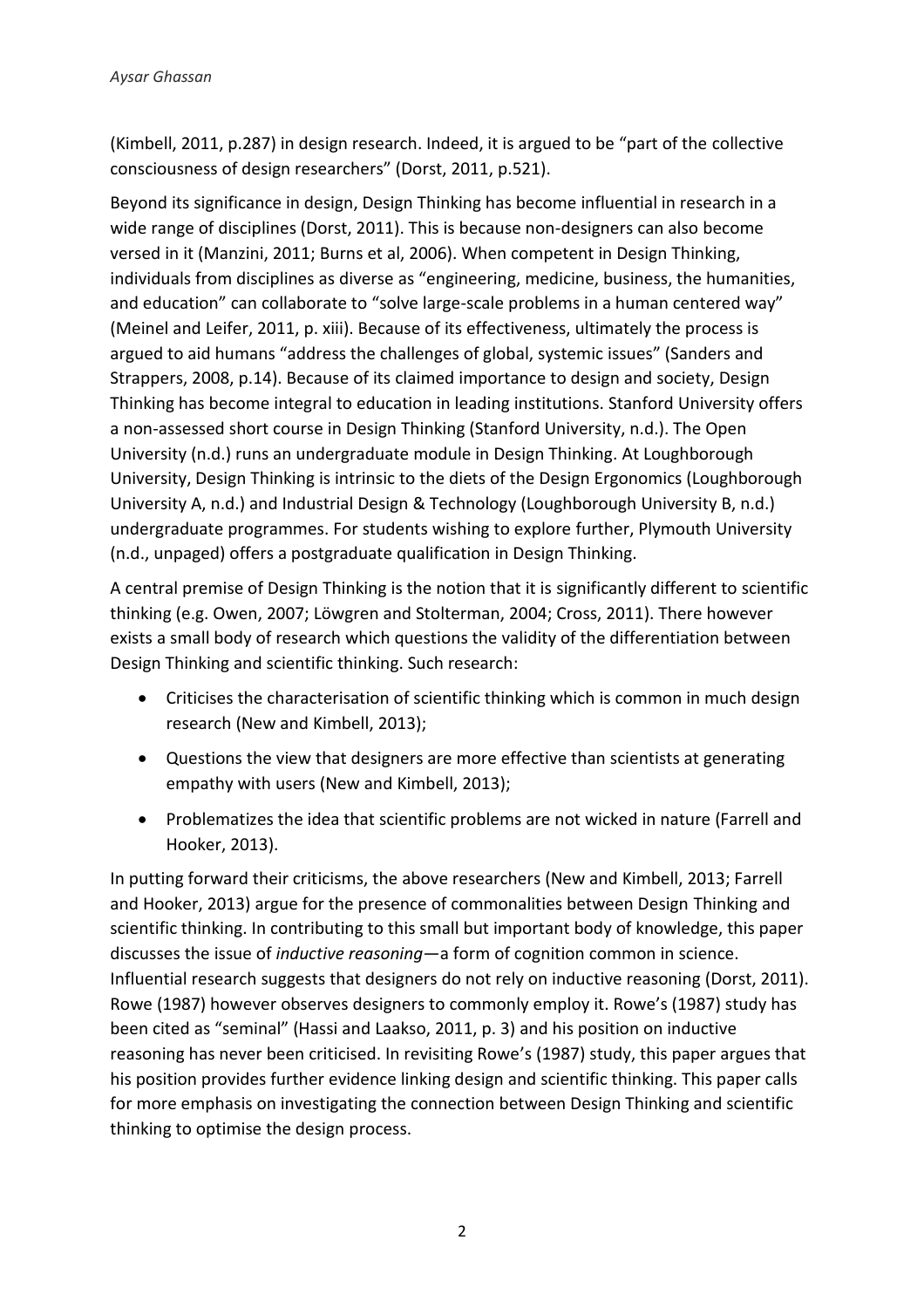(Kimbell, 2011, p.287) in design research. Indeed, it is argued to be "part of the collective consciousness of design researchers" (Dorst, 2011, p.521).

Beyond its significance in design, Design Thinking has become influential in research in a wide range of disciplines (Dorst, 2011). This is because non-designers can also become versed in it (Manzini, 2011; Burns et al, 2006). When competent in Design Thinking, individuals from disciplines as diverse as "engineering, medicine, business, the humanities, and education" can collaborate to "solve large-scale problems in a human centered way" (Meinel and Leifer, 2011, p. xiii). Because of its effectiveness, ultimately the process is argued to aid humans "address the challenges of global, systemic issues" (Sanders and Strappers, 2008, p.14). Because of its claimed importance to design and society, Design Thinking has become integral to education in leading institutions. Stanford University offers a non-assessed short course in Design Thinking (Stanford University, n.d.). The Open University (n.d.) runs an undergraduate module in Design Thinking. At Loughborough University, Design Thinking is intrinsic to the diets of the Design Ergonomics (Loughborough University A, n.d.) and Industrial Design & Technology (Loughborough University B, n.d.) undergraduate programmes. For students wishing to explore further, Plymouth University (n.d., unpaged) offers a postgraduate qualification in Design Thinking.

A central premise of Design Thinking is the notion that it is significantly different to scientific thinking (e.g. Owen, 2007; Löwgren and Stolterman, 2004; Cross, 2011). There however exists a small body of research which questions the validity of the differentiation between Design Thinking and scientific thinking. Such research:

- Criticises the characterisation of scientific thinking which is common in much design research (New and Kimbell, 2013);
- Questions the view that designers are more effective than scientists at generating empathy with users (New and Kimbell, 2013);
- Problematizes the idea that scientific problems are not wicked in nature (Farrell and Hooker, 2013).

In putting forward their criticisms, the above researchers (New and Kimbell, 2013; Farrell and Hooker, 2013) argue for the presence of commonalities between Design Thinking and scientific thinking. In contributing to this small but important body of knowledge, this paper discusses the issue of *inductive reasoning*—a form of cognition common in science. Influential research suggests that designers do not rely on inductive reasoning (Dorst, 2011). Rowe (1987) however observes designers to commonly employ it. Rowe's (1987) study has been cited as "seminal" (Hassi and Laakso, 2011, p. 3) and his position on inductive reasoning has never been criticised. In revisiting Rowe's (1987) study, this paper argues that his position provides further evidence linking design and scientific thinking. This paper calls for more emphasis on investigating the connection between Design Thinking and scientific thinking to optimise the design process.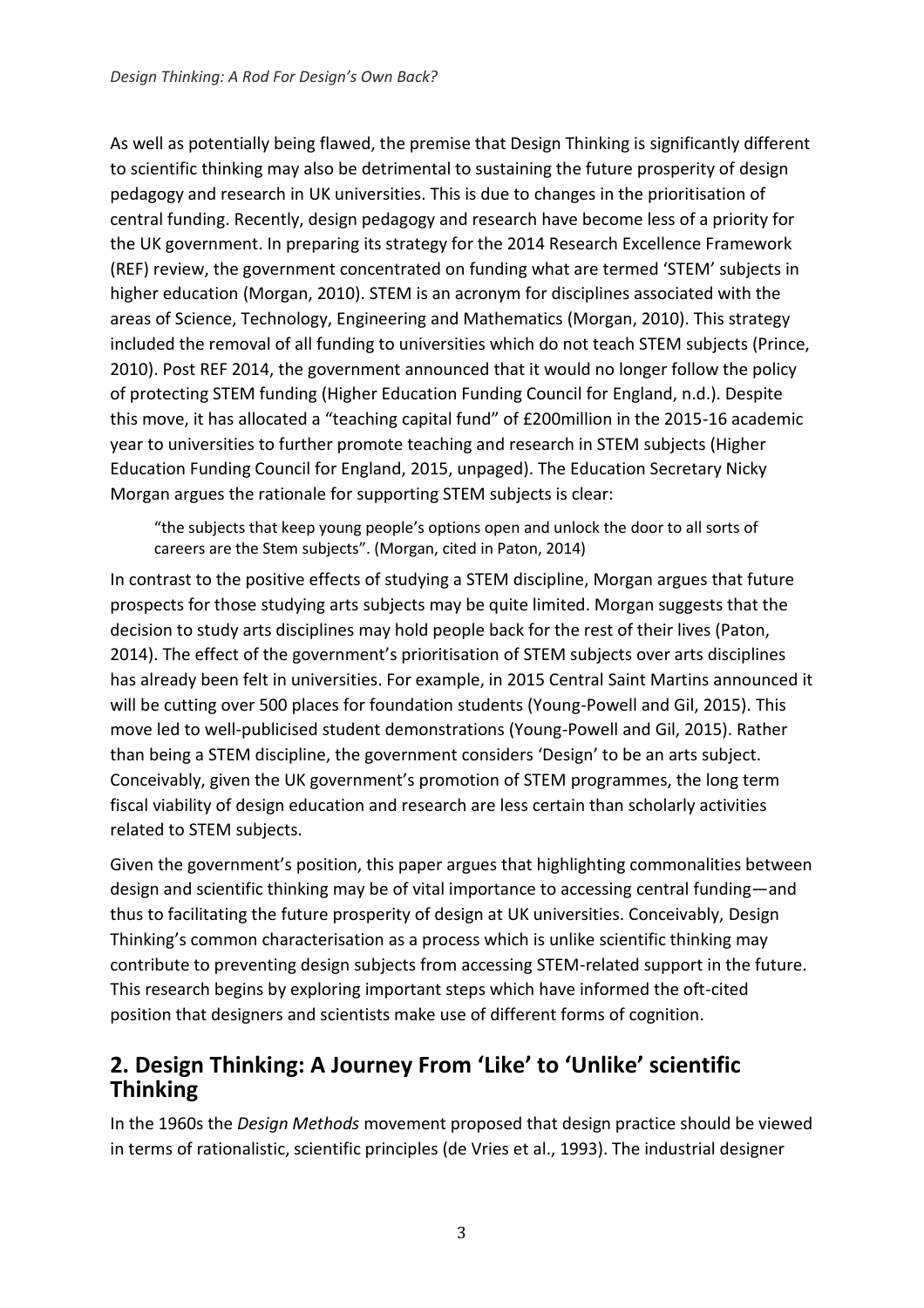As well as potentially being flawed, the premise that Design Thinking is significantly different to scientific thinking may also be detrimental to sustaining the future prosperity of design pedagogy and research in UK universities. This is due to changes in the prioritisation of central funding. Recently, design pedagogy and research have become less of a priority for the UK government. In preparing its strategy for the 2014 Research Excellence Framework (REF) review, the government concentrated on funding what are termed 'STEM' subjects in higher education (Morgan, 2010). STEM is an acronym for disciplines associated with the areas of Science, Technology, Engineering and Mathematics (Morgan, 2010). This strategy included the removal of all funding to universities which do not teach STEM subjects (Prince, 2010). Post REF 2014, the government announced that it would no longer follow the policy of protecting STEM funding (Higher Education Funding Council for England, n.d.). Despite this move, it has allocated a "teaching capital fund" of £200million in the 2015-16 academic year to universities to further promote teaching and research in STEM subjects (Higher Education Funding Council for England, 2015, unpaged). The Education Secretary Nicky Morgan argues the rationale for supporting STEM subjects is clear:

> "the subjects that keep young people's options open and unlock the door to all sorts of careers are the Stem subjects". (Morgan, cited in Paton, 2014)

In contrast to the positive effects of studying a STEM discipline, Morgan argues that future prospects for those studying arts subjects may be quite limited. Morgan suggests that the decision to study arts disciplines may hold people back for the rest of their lives (Paton, 2014). The effect of the government's prioritisation of STEM subjects over arts disciplines has already been felt in universities. For example, in 2015 Central Saint Martins announced it will be cutting over 500 places for foundation students (Young-Powell and Gil, 2015). This move led to well-publicised student demonstrations (Young-Powell and Gil, 2015). Rather than being a STEM discipline, the government considers 'Design' to be an arts subject. Conceivably, given the UK government's promotion of STEM programmes, the long term fiscal viability of design education and research are less certain than scholarly activities related to STEM subjects.

Given the government's position, this paper argues that highlighting commonalities between design and scientific thinking may be of vital importance to accessing central funding—and thus to facilitating the future prosperity of design at UK universities. Conceivably, Design Thinking's common characterisation as a process which is unlike scientific thinking may contribute to preventing design subjects from accessing STEM-related support in the future. This research begins by exploring important steps which have informed the oft-cited position that designers and scientists make use of different forms of cognition.

## 2. Design Thinking: A Journey From 'Like' to 'Unlike' scientific Thinking

In the 1960s the *Design Methods* movement proposed that design practice should be viewed in terms of rationalistic, scientific principles (de Vries et al., 1993). The industrial designer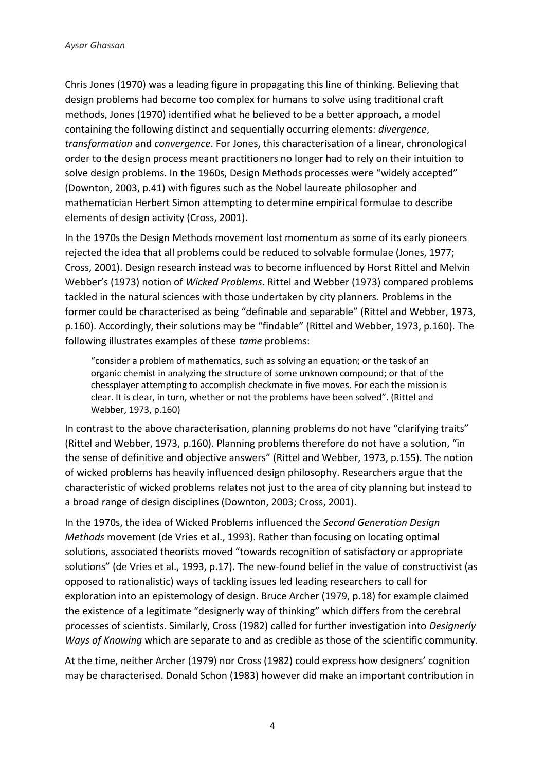Chris Jones (1970) was a leading figure in propagating this line of thinking. Believing that design problems had become too complex for humans to solve using traditional craft methods, Jones (1970) identified what he believed to be a better approach, a model containing the following distinct and sequentially occurring elements: *divergence*, *transformation* and *convergence*. For Jones, this characterisation of a linear, chronological order to the design process meant practitioners no longer had to rely on their intuition to solve design problems. In the 1960s, Design Methods processes were "widely accepted" (Downton, 2003, p.41) with figures such as the Nobel laureate philosopher and mathematician Herbert Simon attempting to determine empirical formulae to describe elements of design activity (Cross, 2001).

In the 1970s the Design Methods movement lost momentum as some of its early pioneers rejected the idea that all problems could be reduced to solvable formulae (Jones, 1977; Cross, 2001). Design research instead was to become influenced by Horst Rittel and Melvin Webber's (1973) notion of *Wicked Problems*. Rittel and Webber (1973) compared problems tackled in the natural sciences with those undertaken by city planners. Problems in the former could be characterised as being "definable and separable" (Rittel and Webber, 1973, p.160). Accordingly, their solutions may be "findable" (Rittel and Webber, 1973, p.160). The following illustrates examples of these *tame* problems:

> "consider a problem of mathematics, such as solving an equation; or the task of an organic chemist in analyzing the structure of some unknown compound; or that of the chessplayer attempting to accomplish checkmate in five moves. For each the mission is clear. It is clear, in turn, whether or not the problems have been solved". (Rittel and Webber, 1973, p.160)

In contrast to the above characterisation, planning problems do not have "clarifying traits" (Rittel and Webber, 1973, p.160). Planning problems therefore do not have a solution, "in the sense of definitive and objective answers" (Rittel and Webber, 1973, p.155). The notion of wicked problems has heavily influenced design philosophy. Researchers argue that the characteristic of wicked problems relates not just to the area of city planning but instead to a broad range of design disciplines (Downton, 2003; Cross, 2001).

In the 1970s, the idea of Wicked Problems influenced the *Second Generation Design Methods* movement (de Vries et al., 1993). Rather than focusing on locating optimal solutions, associated theorists moved "towards recognition of satisfactory or appropriate solutions" (de Vries et al., 1993, p.17). The new-found belief in the value of constructivist (as opposed to rationalistic) ways of tackling issues led leading researchers to call for exploration into an epistemology of design. Bruce Archer (1979, p.18) for example claimed the existence of a legitimate "designerly way of thinking" which differs from the cerebral processes of scientists. Similarly, Cross (1982) called for further investigation into *Designerly Ways of Knowing* which are separate to and as credible as those of the scientific community.

At the time, neither Archer (1979) nor Cross (1982) could express how designers' cognition may be characterised. Donald Schon (1983) however did make an important contribution in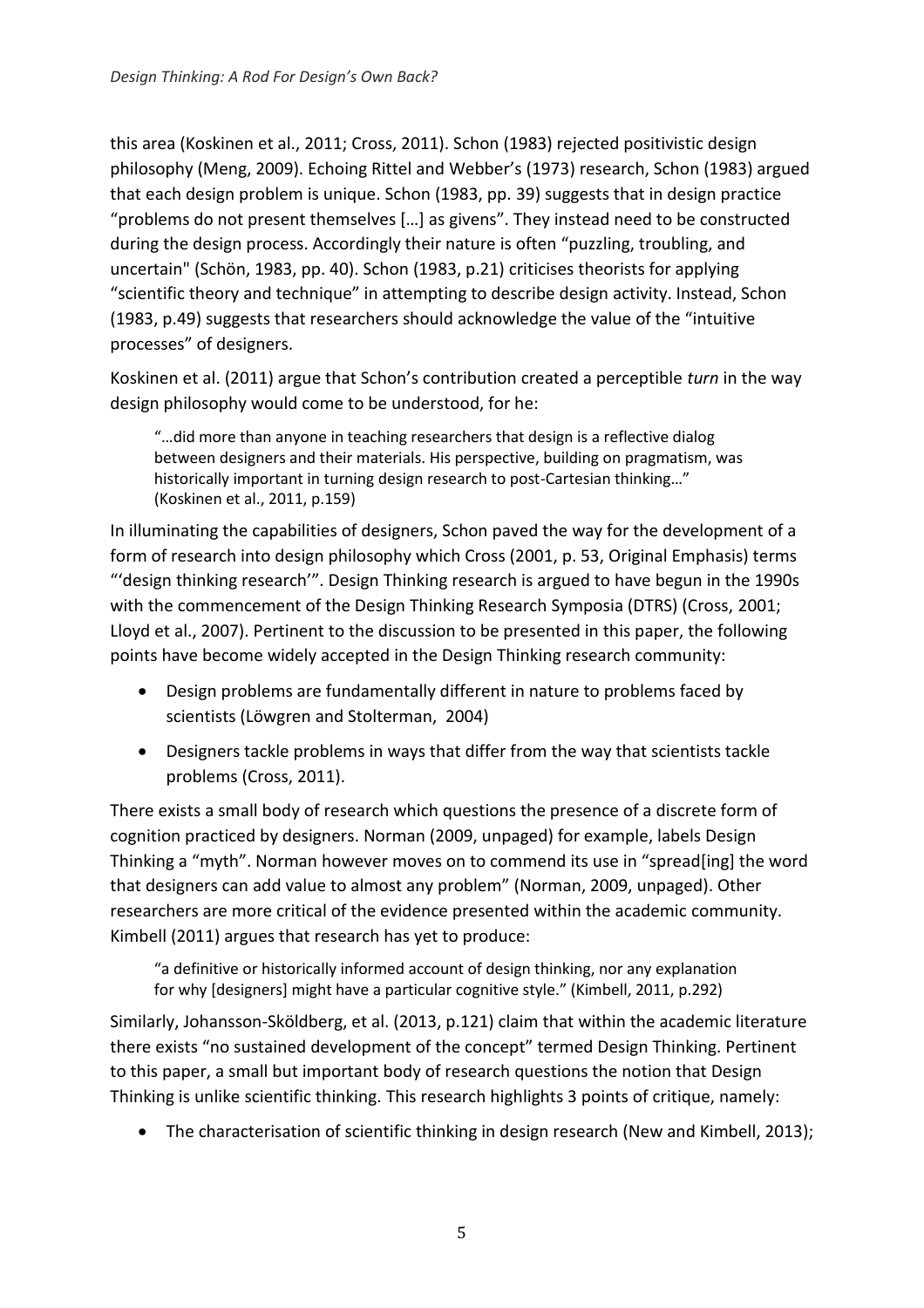this area (Koskinen et al., 2011; Cross, 2011). Schon (1983) rejected positivistic design philosophy (Meng, 2009). Echoing Rittel and Webber's (1973) research, Schon (1983) argued that each design problem is unique. Schon (1983, pp. 39) suggests that in design practice "problems do not present themselves […] as givens". They instead need to be constructed during the design process. Accordingly their nature is often "puzzling, troubling, and uncertain" (Schön, 1983, pp. 40). Schon (1983, p.21) criticises theorists for applying "scientific theory and technique" in attempting to describe design activity. Instead, Schon (1983, p.49) suggests that researchers should acknowledge the value of the "intuitive processes" of designers.

Koskinen et al. (2011) argue that Schon's contribution created a perceptible *turn* in the way design philosophy would come to be understood, for he:

> "…did more than anyone in teaching researchers that design is a reflective dialog between designers and their materials. His perspective, building on pragmatism, was historically important in turning design research to post-Cartesian thinking…" (Koskinen et al., 2011, p.159)

In illuminating the capabilities of designers, Schon paved the way for the development of a form of research into design philosophy which Cross (2001, p. 53, Original Emphasis) terms "'design thinking research'". Design Thinking research is argued to have begun in the 1990s with the commencement of the Design Thinking Research Symposia (DTRS) (Cross, 2001; Lloyd et al., 2007). Pertinent to the discussion to be presented in this paper, the following points have become widely accepted in the Design Thinking research community:

- Design problems are fundamentally different in nature to problems faced by scientists (Löwgren and Stolterman, 2004)
- Designers tackle problems in ways that differ from the way that scientists tackle problems (Cross, 2011).

There exists a small body of research which questions the presence of a discrete form of cognition practiced by designers. Norman (2009, unpaged) for example, labels Design Thinking a "myth". Norman however moves on to commend its use in "spread[ing] the word that designers can add value to almost any problem" (Norman, 2009, unpaged). Other researchers are more critical of the evidence presented within the academic community. Kimbell (2011) argues that research has yet to produce:

> "a definitive or historically informed account of design thinking, nor any explanation for why [designers] might have a particular cognitive style." (Kimbell, 2011, p.292)

Similarly, Johansson-Sköldberg, et al. (2013, p.121) claim that within the academic literature there exists "no sustained development of the concept" termed Design Thinking. Pertinent to this paper, a small but important body of research questions the notion that Design Thinking is unlike scientific thinking. This research highlights 3 points of critique, namely:

- The characterisation of scientific thinking in design research (New and Kimbell, 2013);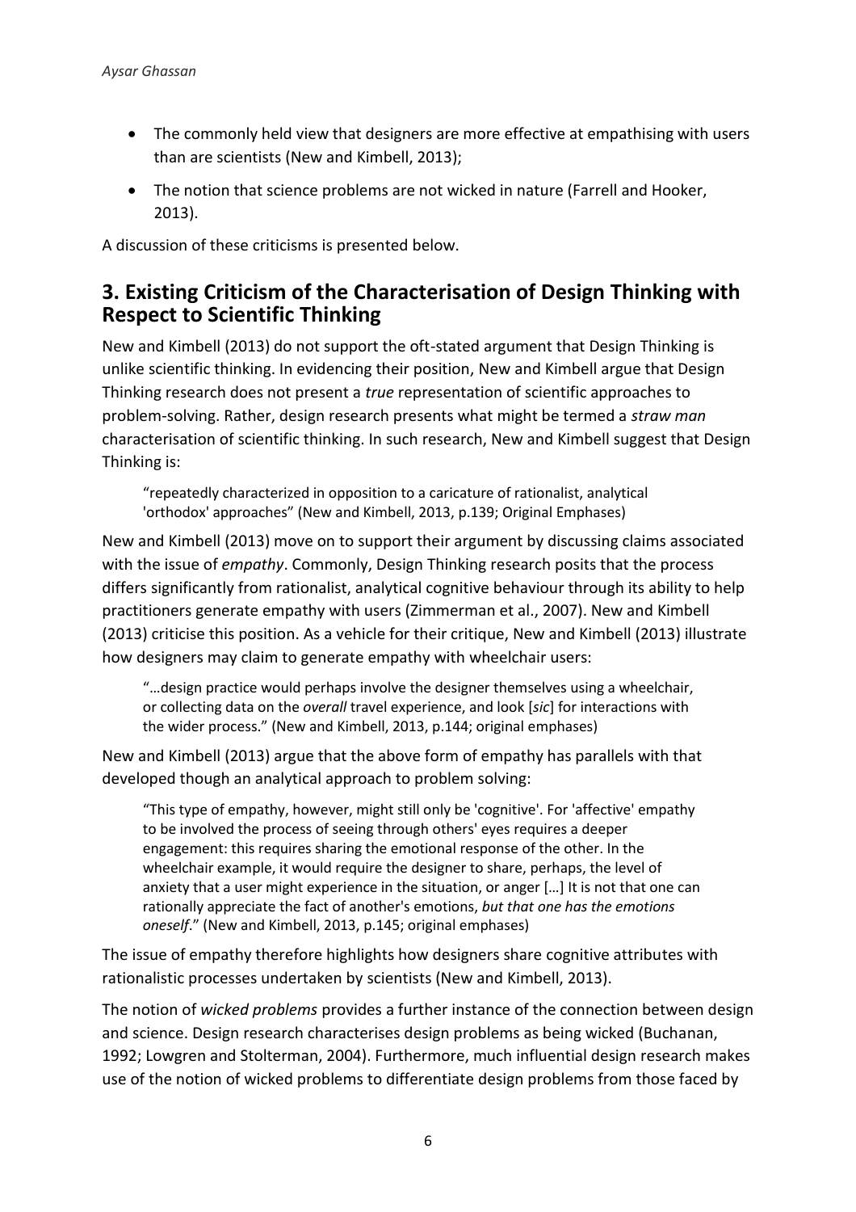- The commonly held view that designers are more effective at empathising with users than are scientists (New and Kimbell, 2013);
- The notion that science problems are not wicked in nature (Farrell and Hooker, 2013).

A discussion of these criticisms is presented below.

## 3. Existing Criticism of the Characterisation of Design Thinking with Respect to Scientific Thinking

New and Kimbell (2013) do not support the oft-stated argument that Design Thinking is unlike scientific thinking. In evidencing their position, New and Kimbell argue that Design Thinking research does not present a *true* representation of scientific approaches to problem-solving. Rather, design research presents what might be termed a *straw man* characterisation of scientific thinking. In such research, New and Kimbell suggest that Design Thinking is:

> "repeatedly characterized in opposition to a caricature of rationalist, analytical 'orthodox' approaches" (New and Kimbell, 2013, p.139; Original Emphases)

New and Kimbell (2013) move on to support their argument by discussing claims associated with the issue of *empathy*. Commonly, Design Thinking research posits that the process differs significantly from rationalist, analytical cognitive behaviour through its ability to help practitioners generate empathy with users (Zimmerman et al., 2007). New and Kimbell (2013) criticise this position. As a vehicle for their critique, New and Kimbell (2013) illustrate how designers may claim to generate empathy with wheelchair users:

> "…design practice would perhaps involve the designer themselves using a wheelchair, or collecting data on the *overall* travel experience, and look [*sic*] for interactions with the wider process." (New and Kimbell, 2013, p.144; original emphases)

New and Kimbell (2013) argue that the above form of empathy has parallels with that developed though an analytical approach to problem solving:

> "This type of empathy, however, might still only be 'cognitive'. For 'affective' empathy to be involved the process of seeing through others' eyes requires a deeper engagement: this requires sharing the emotional response of the other. In the wheelchair example, it would require the designer to share, perhaps, the level of anxiety that a user might experience in the situation, or anger […] It is not that one can rationally appreciate the fact of another's emotions, *but that one has the emotions oneself*." (New and Kimbell, 2013, p.145; original emphases)

The issue of empathy therefore highlights how designers share cognitive attributes with rationalistic processes undertaken by scientists (New and Kimbell, 2013).

The notion of *wicked problems* provides a further instance of the connection between design and science. Design research characterises design problems as being wicked (Buchanan, 1992; Lowgren and Stolterman, 2004). Furthermore, much influential design research makes use of the notion of wicked problems to differentiate design problems from those faced by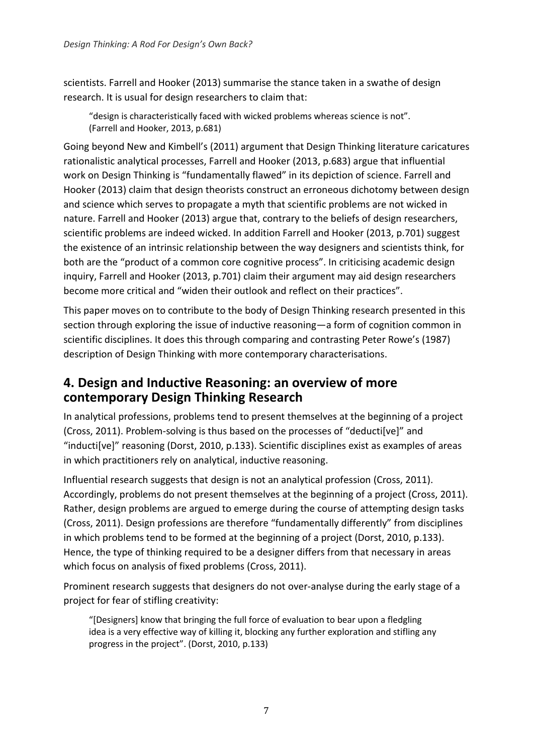scientists. Farrell and Hooker (2013) summarise the stance taken in a swathe of design research. It is usual for design researchers to claim that:

> "design is characteristically faced with wicked problems whereas science is not". (Farrell and Hooker, 2013, p.681)

Going beyond New and Kimbell's (2011) argument that Design Thinking literature caricatures rationalistic analytical processes, Farrell and Hooker (2013, p.683) argue that influential work on Design Thinking is "fundamentally flawed" in its depiction of science. Farrell and Hooker (2013) claim that design theorists construct an erroneous dichotomy between design and science which serves to propagate a myth that scientific problems are not wicked in nature. Farrell and Hooker (2013) argue that, contrary to the beliefs of design researchers, scientific problems are indeed wicked. In addition Farrell and Hooker (2013, p.701) suggest the existence of an intrinsic relationship between the way designers and scientists think, for both are the "product of a common core cognitive process". In criticising academic design inquiry, Farrell and Hooker (2013, p.701) claim their argument may aid design researchers become more critical and "widen their outlook and reflect on their practices".

This paper moves on to contribute to the body of Design Thinking research presented in this section through exploring the issue of inductive reasoning—a form of cognition common in scientific disciplines. It does this through comparing and contrasting Peter Rowe's (1987) description of Design Thinking with more contemporary characterisations.

## 4. Design and Inductive Reasoning: an overview of more contemporary Design Thinking Research

In analytical professions, problems tend to present themselves at the beginning of a project (Cross, 2011). Problem-solving is thus based on the processes of "deducti[ve]" and "inducti[ve]" reasoning (Dorst, 2010, p.133). Scientific disciplines exist as examples of areas in which practitioners rely on analytical, inductive reasoning.

Influential research suggests that design is not an analytical profession (Cross, 2011). Accordingly, problems do not present themselves at the beginning of a project (Cross, 2011). Rather, design problems are argued to emerge during the course of attempting design tasks (Cross, 2011). Design professions are therefore "fundamentally differently" from disciplines in which problems tend to be formed at the beginning of a project (Dorst, 2010, p.133). Hence, the type of thinking required to be a designer differs from that necessary in areas which focus on analysis of fixed problems (Cross, 2011).

Prominent research suggests that designers do not over-analyse during the early stage of a project for fear of stifling creativity:

> "[Designers] know that bringing the full force of evaluation to bear upon a fledgling idea is a very effective way of killing it, blocking any further exploration and stifling any progress in the project". (Dorst, 2010, p.133)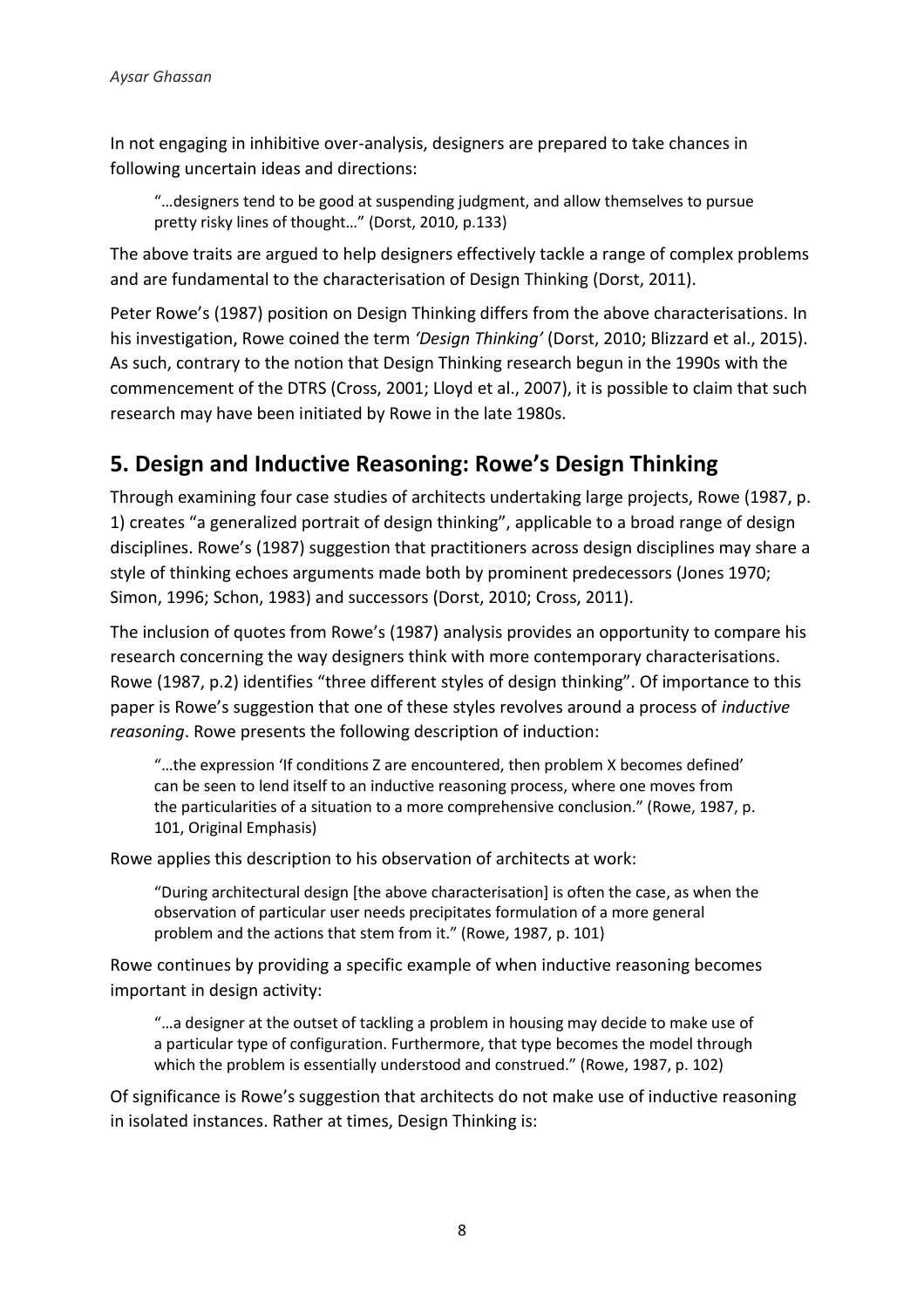In not engaging in inhibitive over-analysis, designers are prepared to take chances in following uncertain ideas and directions:

> "…designers tend to be good at suspending judgment, and allow themselves to pursue pretty risky lines of thought…" (Dorst, 2010, p.133)

The above traits are argued to help designers effectively tackle a range of complex problems and are fundamental to the characterisation of Design Thinking (Dorst, 2011).

Peter Rowe's (1987) position on Design Thinking differs from the above characterisations. In his investigation, Rowe coined the term *'Design Thinking'* (Dorst, 2010; Blizzard et al., 2015). As such, contrary to the notion that Design Thinking research begun in the 1990s with the commencement of the DTRS (Cross, 2001; Lloyd et al., 2007), it is possible to claim that such research may have been initiated by Rowe in the late 1980s.

## 5. Design and Inductive Reasoning: Rowe's Design Thinking

Through examining four case studies of architects undertaking large projects, Rowe (1987, p. 1) creates "a generalized portrait of design thinking", applicable to a broad range of design disciplines. Rowe's (1987) suggestion that practitioners across design disciplines may share a style of thinking echoes arguments made both by prominent predecessors (Jones 1970; Simon, 1996; Schon, 1983) and successors (Dorst, 2010; Cross, 2011).

The inclusion of quotes from Rowe's (1987) analysis provides an opportunity to compare his research concerning the way designers think with more contemporary characterisations. Rowe (1987, p.2) identifies "three different styles of design thinking". Of importance to this paper is Rowe's suggestion that one of these styles revolves around a process of *inductive reasoning*. Rowe presents the following description of induction:

> "…the expression 'If conditions Z are encountered, then problem X becomes defined' can be seen to lend itself to an inductive reasoning process, where one moves from the particularities of a situation to a more comprehensive conclusion." (Rowe, 1987, p. 101, Original Emphasis)

Rowe applies this description to his observation of architects at work:

> "During architectural design [the above characterisation] is often the case, as when the observation of particular user needs precipitates formulation of a more general problem and the actions that stem from it." (Rowe, 1987, p. 101)

Rowe continues by providing a specific example of when inductive reasoning becomes important in design activity:

> "…a designer at the outset of tackling a problem in housing may decide to make use of a particular type of configuration. Furthermore, that type becomes the model through which the problem is essentially understood and construed." (Rowe, 1987, p. 102)

Of significance is Rowe's suggestion that architects do not make use of inductive reasoning in isolated instances. Rather at times, Design Thinking is: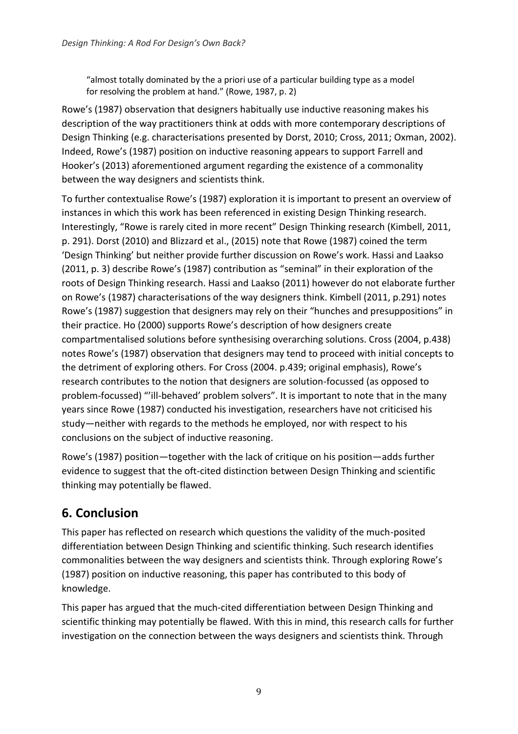> "almost totally dominated by the a priori use of a particular building type as a model for resolving the problem at hand." (Rowe, 1987, p. 2)

Rowe's (1987) observation that designers habitually use inductive reasoning makes his description of the way practitioners think at odds with more contemporary descriptions of Design Thinking (e.g. characterisations presented by Dorst, 2010; Cross, 2011; Oxman, 2002). Indeed, Rowe's (1987) position on inductive reasoning appears to support Farrell and Hooker's (2013) aforementioned argument regarding the existence of a commonality between the way designers and scientists think.

To further contextualise Rowe's (1987) exploration it is important to present an overview of instances in which this work has been referenced in existing Design Thinking research. Interestingly, "Rowe is rarely cited in more recent" Design Thinking research (Kimbell, 2011, p. 291). Dorst (2010) and Blizzard et al., (2015) note that Rowe (1987) coined the term 'Design Thinking' but neither provide further discussion on Rowe's work. Hassi and Laakso (2011, p. 3) describe Rowe's (1987) contribution as "seminal" in their exploration of the roots of Design Thinking research. Hassi and Laakso (2011) however do not elaborate further on Rowe's (1987) characterisations of the way designers think. Kimbell (2011, p.291) notes Rowe's (1987) suggestion that designers may rely on their "hunches and presuppositions" in their practice. Ho (2000) supports Rowe's description of how designers create compartmentalised solutions before synthesising overarching solutions. Cross (2004, p.438) notes Rowe's (1987) observation that designers may tend to proceed with initial concepts to the detriment of exploring others. For Cross (2004. p.439; original emphasis), Rowe's research contributes to the notion that designers are solution-focussed (as opposed to problem-focussed) "'ill-behaved' problem solvers". It is important to note that in the many years since Rowe (1987) conducted his investigation, researchers have not criticised his study—neither with regards to the methods he employed, nor with respect to his conclusions on the subject of inductive reasoning.

Rowe's (1987) position—together with the lack of critique on his position—adds further evidence to suggest that the oft-cited distinction between Design Thinking and scientific thinking may potentially be flawed.

## 6. Conclusion

This paper has reflected on research which questions the validity of the much-posited differentiation between Design Thinking and scientific thinking. Such research identifies commonalities between the way designers and scientists think. Through exploring Rowe's (1987) position on inductive reasoning, this paper has contributed to this body of knowledge.

This paper has argued that the much-cited differentiation between Design Thinking and scientific thinking may potentially be flawed. With this in mind, this research calls for further investigation on the connection between the ways designers and scientists think. Through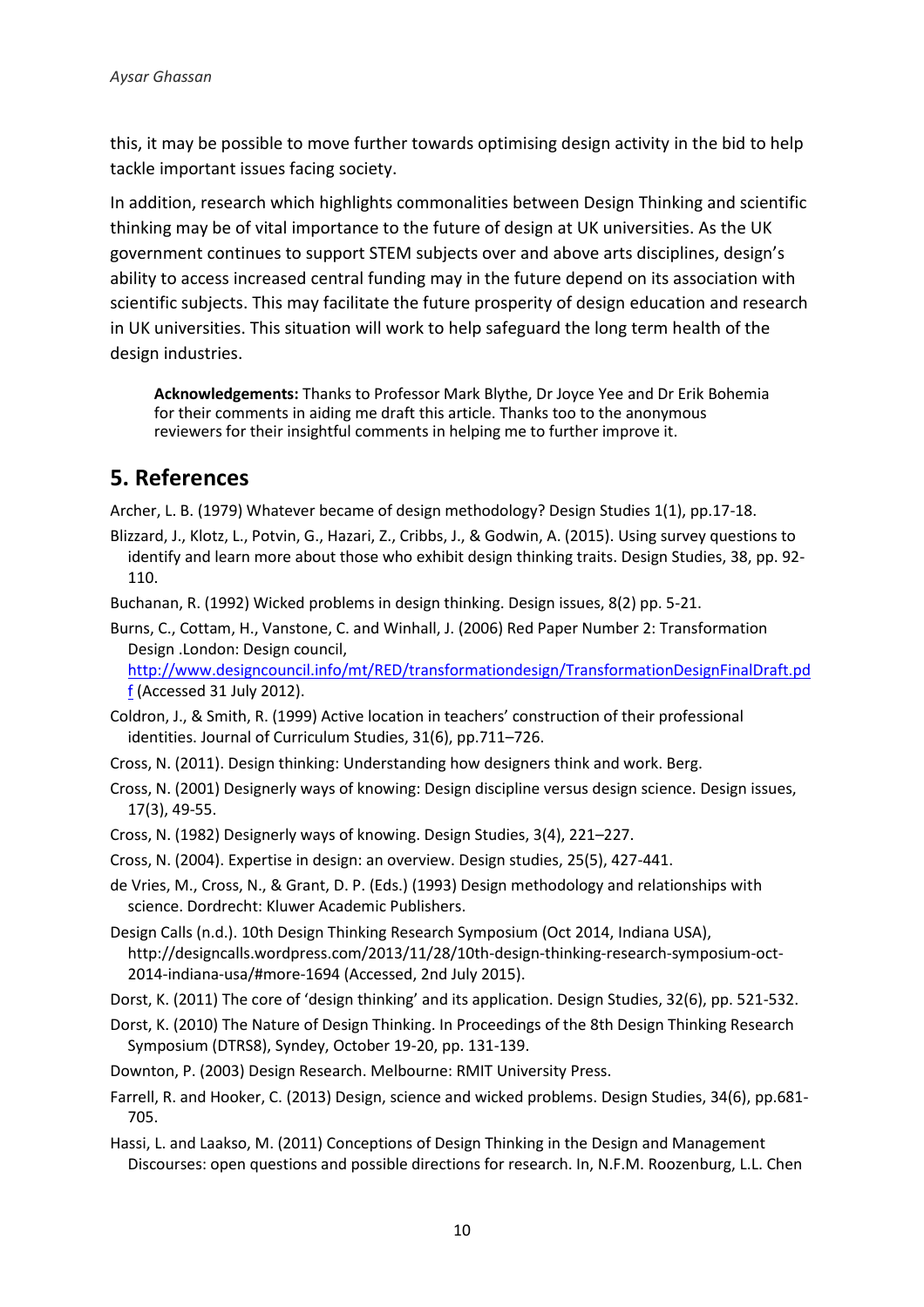this, it may be possible to move further towards optimising design activity in the bid to help tackle important issues facing society.

In addition, research which highlights commonalities between Design Thinking and scientific thinking may be of vital importance to the future of design at UK universities. As the UK government continues to support STEM subjects over and above arts disciplines, design's ability to access increased central funding may in the future depend on its association with scientific subjects. This may facilitate the future prosperity of design education and research in UK universities. This situation will work to help safeguard the long term health of the design industries.

> **Acknowledgements:** Thanks to Professor Mark Blythe, Dr Joyce Yee and Dr Erik Bohemia for their comments in aiding me draft this article. Thanks too to the anonymous reviewers for their insightful comments in helping me to further improve it.

## 5. References

Archer, L. B. (1979) Whatever became of design methodology? Design Studies 1(1), pp.17-18.

Blizzard, J., Klotz, L., Potvin, G., Hazari, Z., Cribbs, J., & Godwin, A. (2015). Using survey questions to identify and learn more about those who exhibit design thinking traits. Design Studies, 38, pp. 92-110.

Buchanan, R. (1992) Wicked problems in design thinking. Design issues, 8(2) pp. 5-21.

Burns, C., Cottam, H., Vanstone, C. and Winhall, J. (2006) Red Paper Number 2: Transformation Design .London: Design council, http://www.designcouncil.info/mt/RED/transformationdesign/TransformationDesignFinalDraft.pdf (Accessed 31 July 2012).

Coldron, J., & Smith, R. (1999) Active location in teachers' construction of their professional identities. Journal of Curriculum Studies, 31(6), pp.711–726.

Cross, N. (2011). Design thinking: Understanding how designers think and work. Berg.

Cross, N. (2001) Designerly ways of knowing: Design discipline versus design science. Design issues, 17(3), 49-55.

Cross, N. (1982) Designerly ways of knowing. Design Studies, 3(4), 221–227.

Cross, N. (2004). Expertise in design: an overview. Design studies, 25(5), 427-441.

de Vries, M., Cross, N., & Grant, D. P. (Eds.) (1993) Design methodology and relationships with science. Dordrecht: Kluwer Academic Publishers.

Design Calls (n.d.). 10th Design Thinking Research Symposium (Oct 2014, Indiana USA), http://designcalls.wordpress.com/2013/11/28/10th-design-thinking-research-symposium-oct-2014-indiana-usa/#more-1694 (Accessed, 2nd July 2015).

Dorst, K. (2011) The core of 'design thinking' and its application. Design Studies, 32(6), pp. 521-532.

Dorst, K. (2010) The Nature of Design Thinking. In Proceedings of the 8th Design Thinking Research Symposium (DTRS8), Syndey, October 19-20, pp. 131-139.

Downton, P. (2003) Design Research. Melbourne: RMIT University Press.

Farrell, R. and Hooker, C. (2013) Design, science and wicked problems. Design Studies, 34(6), pp.681-705.

Hassi, L. and Laakso, M. (2011) Conceptions of Design Thinking in the Design and Management Discourses: open questions and possible directions for research. In, N.F.M. Roozenburg, L.L. Chen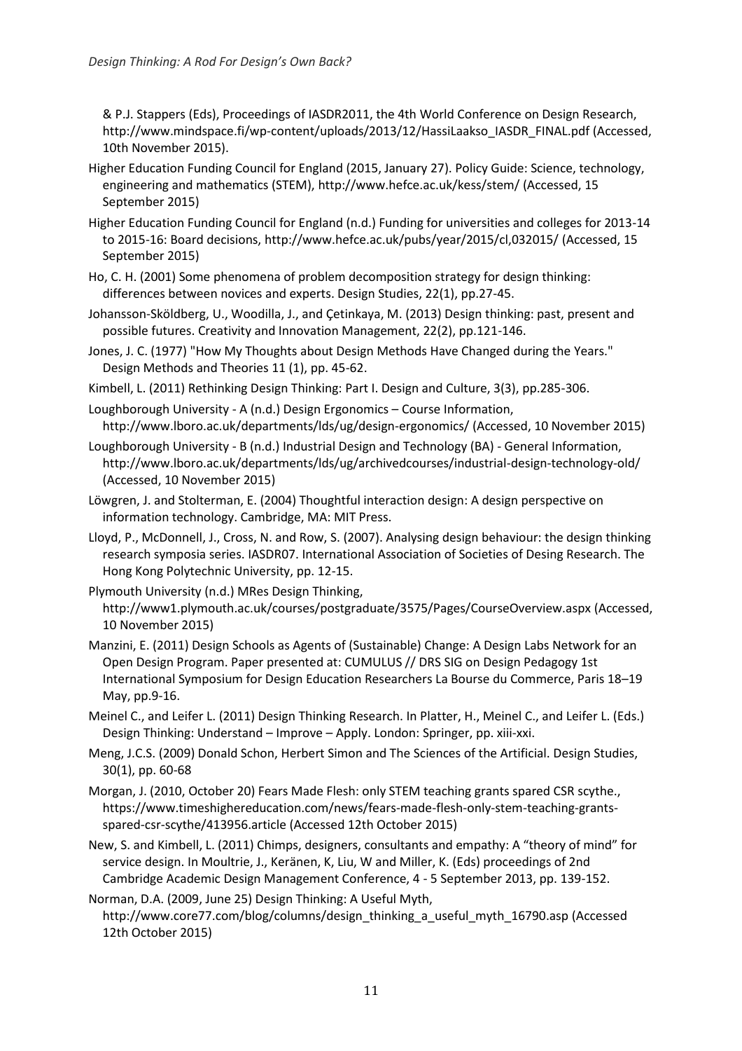& P.J. Stappers (Eds), Proceedings of IASDR2011, the 4th World Conference on Design Research, http://www.mindspace.fi/wp-content/uploads/2013/12/HassiLaakso_IASDR_FINAL.pdf (Accessed, 10th November 2015).

Higher Education Funding Council for England (2015, January 27). Policy Guide: Science, technology, engineering and mathematics (STEM), http://www.hefce.ac.uk/kess/stem/ (Accessed, 15 September 2015)

Higher Education Funding Council for England (n.d.) Funding for universities and colleges for 2013-14 to 2015-16: Board decisions, http://www.hefce.ac.uk/pubs/year/2015/cl,032015/ (Accessed, 15 September 2015)

Ho, C. H. (2001) Some phenomena of problem decomposition strategy for design thinking: differences between novices and experts. Design Studies, 22(1), pp.27-45.

Johansson-Sköldberg, U., Woodilla, J., and Çetinkaya, M. (2013) Design thinking: past, present and possible futures. Creativity and Innovation Management, 22(2), pp.121-146.

Jones, J. C. (1977) "How My Thoughts about Design Methods Have Changed during the Years." Design Methods and Theories 11 (1), pp. 45-62.

Kimbell, L. (2011) Rethinking Design Thinking: Part I. Design and Culture, 3(3), pp.285-306.

Loughborough University - A (n.d.) Design Ergonomics – Course Information, http://www.lboro.ac.uk/departments/lds/ug/design-ergonomics/ (Accessed, 10 November 2015)

Loughborough University - B (n.d.) Industrial Design and Technology (BA) - General Information, http://www.lboro.ac.uk/departments/lds/ug/archivedcourses/industrial-design-technology-old/ (Accessed, 10 November 2015)

Löwgren, J. and Stolterman, E. (2004) Thoughtful interaction design: A design perspective on information technology. Cambridge, MA: MIT Press.

Lloyd, P., McDonnell, J., Cross, N. and Row, S. (2007). Analysing design behaviour: the design thinking research symposia series. IASDR07. International Association of Societies of Desing Research. The Hong Kong Polytechnic University, pp. 12-15.

Plymouth University (n.d.) MRes Design Thinking, http://www1.plymouth.ac.uk/courses/postgraduate/3575/Pages/CourseOverview.aspx (Accessed, 10 November 2015)

Manzini, E. (2011) Design Schools as Agents of (Sustainable) Change: A Design Labs Network for an Open Design Program. Paper presented at: CUMULUS // DRS SIG on Design Pedagogy 1st International Symposium for Design Education Researchers La Bourse du Commerce, Paris 18–19 May, pp.9-16.

Meinel C., and Leifer L. (2011) Design Thinking Research. In Platter, H., Meinel C., and Leifer L. (Eds.) Design Thinking: Understand – Improve – Apply. London: Springer, pp. xiii-xxi.

Meng, J.C.S. (2009) Donald Schon, Herbert Simon and The Sciences of the Artificial. Design Studies, 30(1), pp. 60-68

Morgan, J. (2010, October 20) Fears Made Flesh: only STEM teaching grants spared CSR scythe., https://www.timeshighereducation.com/news/fears-made-flesh-only-stem-teaching-grants-spared-csr-scythe/413956.article (Accessed 12th October 2015)

New, S. and Kimbell, L. (2011) Chimps, designers, consultants and empathy: A "theory of mind" for service design. In Moultrie, J., Keränen, K, Liu, W and Miller, K. (Eds) proceedings of 2nd Cambridge Academic Design Management Conference, 4 - 5 September 2013, pp. 139-152.

Norman, D.A. (2009, June 25) Design Thinking: A Useful Myth, http://www.core77.com/blog/columns/design_thinking_a_useful_myth_16790.asp (Accessed 12th October 2015)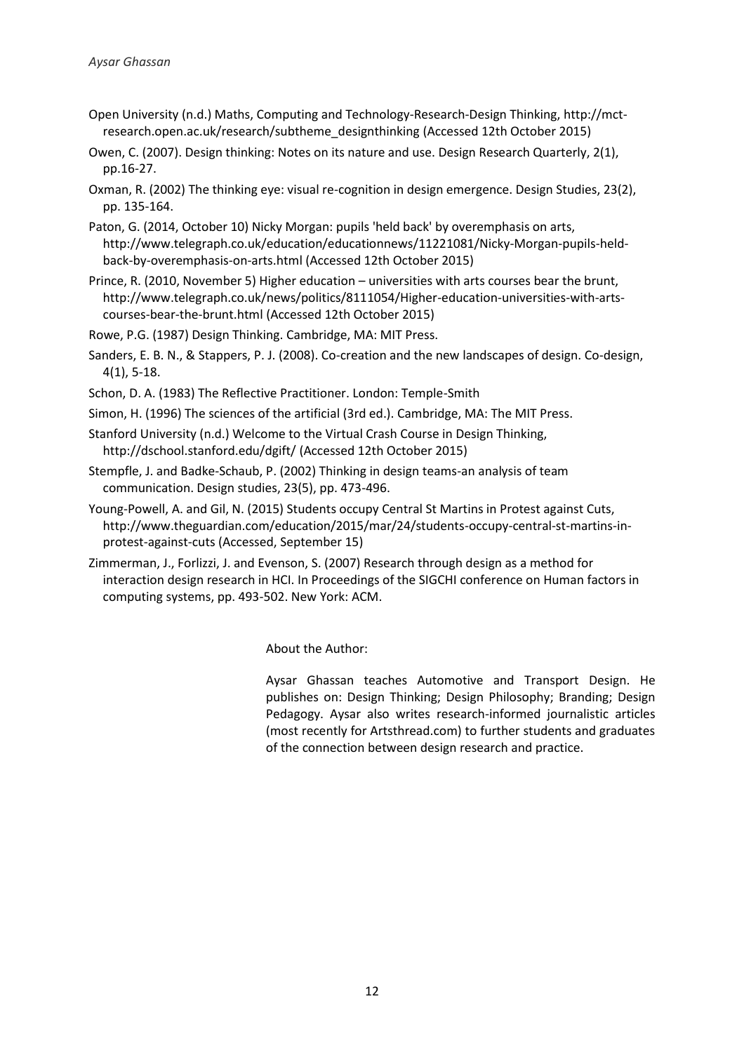Open University (n.d.) Maths, Computing and Technology-Research-Design Thinking, http://mct-research.open.ac.uk/research/subtheme_designthinking (Accessed 12th October 2015)

Owen, C. (2007). Design thinking: Notes on its nature and use. Design Research Quarterly, 2(1), pp.16-27.

Oxman, R. (2002) The thinking eye: visual re-cognition in design emergence. Design Studies, 23(2), pp. 135-164.

Paton, G. (2014, October 10) Nicky Morgan: pupils 'held back' by overemphasis on arts, http://www.telegraph.co.uk/education/educationnews/11221081/Nicky-Morgan-pupils-held-back-by-overemphasis-on-arts.html (Accessed 12th October 2015)

Prince, R. (2010, November 5) Higher education – universities with arts courses bear the brunt, http://www.telegraph.co.uk/news/politics/8111054/Higher-education-universities-with-arts-courses-bear-the-brunt.html (Accessed 12th October 2015)

Rowe, P.G. (1987) Design Thinking. Cambridge, MA: MIT Press.

Sanders, E. B. N., & Stappers, P. J. (2008). Co-creation and the new landscapes of design. Co-design, 4(1), 5-18.

Schon, D. A. (1983) The Reflective Practitioner. London: Temple-Smith

Simon, H. (1996) The sciences of the artificial (3rd ed.). Cambridge, MA: The MIT Press.

Stanford University (n.d.) Welcome to the Virtual Crash Course in Design Thinking, http://dschool.stanford.edu/dgift/ (Accessed 12th October 2015)

Stempfle, J. and Badke-Schaub, P. (2002) Thinking in design teams-an analysis of team communication. Design studies, 23(5), pp. 473-496.

Young-Powell, A. and Gil, N. (2015) Students occupy Central St Martins in Protest against Cuts, http://www.theguardian.com/education/2015/mar/24/students-occupy-central-st-martins-in-protest-against-cuts (Accessed, September 15)

Zimmerman, J., Forlizzi, J. and Evenson, S. (2007) Research through design as a method for interaction design research in HCI. In Proceedings of the SIGCHI conference on Human factors in computing systems, pp. 493-502. New York: ACM.

About the Author:

Aysar Ghassan teaches Automotive and Transport Design. He publishes on: Design Thinking; Design Philosophy; Branding; Design Pedagogy. Aysar also writes research-informed journalistic articles (most recently for Artsthread.com) to further students and graduates of the connection between design research and practice.